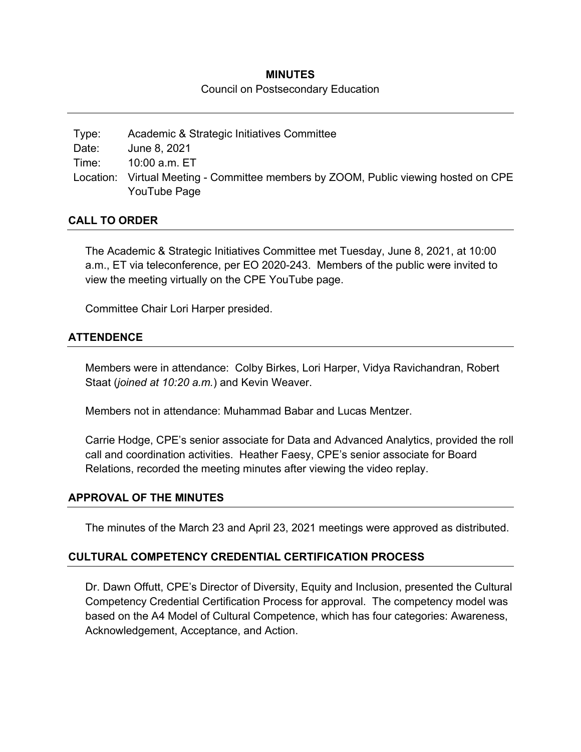# MINUTES

Council on Postsecondary Education

| | |
|---|---|
| Type: | Academic & Strategic Initiatives Committee |
| Date: | June 8, 2021 |
| Time: | 10:00 a.m. ET |
| Location: | Virtual Meeting - Committee members by ZOOM, Public viewing hosted on CPE YouTube Page |

## CALL TO ORDER

The Academic & Strategic Initiatives Committee met Tuesday, June 8, 2021, at 10:00 a.m., ET via teleconference, per EO 2020-243. Members of the public were invited to view the meeting virtually on the CPE YouTube page.

Committee Chair Lori Harper presided.

## ATTENDENCE

Members were in attendance: Colby Birkes, Lori Harper, Vidya Ravichandran, Robert Staat (*joined at 10:20 a.m.*) and Kevin Weaver.

Members not in attendance: Muhammad Babar and Lucas Mentzer.

Carrie Hodge, CPE's senior associate for Data and Advanced Analytics, provided the roll call and coordination activities. Heather Faesy, CPE's senior associate for Board Relations, recorded the meeting minutes after viewing the video replay.

## APPROVAL OF THE MINUTES

The minutes of the March 23 and April 23, 2021 meetings were approved as distributed.

## CULTURAL COMPETENCY CREDENTIAL CERTIFICATION PROCESS

Dr. Dawn Offutt, CPE's Director of Diversity, Equity and Inclusion, presented the Cultural Competency Credential Certification Process for approval. The competency model was based on the A4 Model of Cultural Competence, which has four categories: Awareness, Acknowledgement, Acceptance, and Action.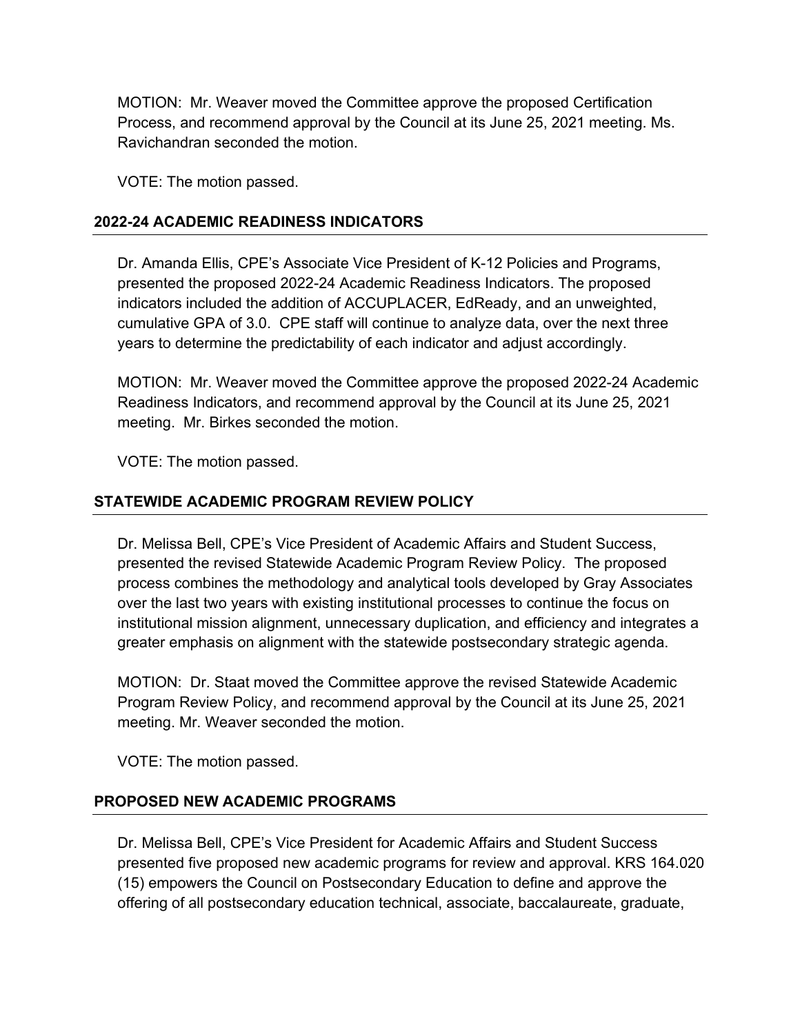MOTION: Mr. Weaver moved the Committee approve the proposed Certification Process, and recommend approval by the Council at its June 25, 2021 meeting. Ms. Ravichandran seconded the motion.

VOTE: The motion passed.

## 2022-24 ACADEMIC READINESS INDICATORS

Dr. Amanda Ellis, CPE's Associate Vice President of K-12 Policies and Programs, presented the proposed 2022-24 Academic Readiness Indicators. The proposed indicators included the addition of ACCUPLACER, EdReady, and an unweighted, cumulative GPA of 3.0. CPE staff will continue to analyze data, over the next three years to determine the predictability of each indicator and adjust accordingly.

MOTION: Mr. Weaver moved the Committee approve the proposed 2022-24 Academic Readiness Indicators, and recommend approval by the Council at its June 25, 2021 meeting. Mr. Birkes seconded the motion.

VOTE: The motion passed.

## STATEWIDE ACADEMIC PROGRAM REVIEW POLICY

Dr. Melissa Bell, CPE's Vice President of Academic Affairs and Student Success, presented the revised Statewide Academic Program Review Policy. The proposed process combines the methodology and analytical tools developed by Gray Associates over the last two years with existing institutional processes to continue the focus on institutional mission alignment, unnecessary duplication, and efficiency and integrates a greater emphasis on alignment with the statewide postsecondary strategic agenda.

MOTION: Dr. Staat moved the Committee approve the revised Statewide Academic Program Review Policy, and recommend approval by the Council at its June 25, 2021 meeting. Mr. Weaver seconded the motion.

VOTE: The motion passed.

## PROPOSED NEW ACADEMIC PROGRAMS

Dr. Melissa Bell, CPE's Vice President for Academic Affairs and Student Success presented five proposed new academic programs for review and approval. KRS 164.020 (15) empowers the Council on Postsecondary Education to define and approve the offering of all postsecondary education technical, associate, baccalaureate, graduate,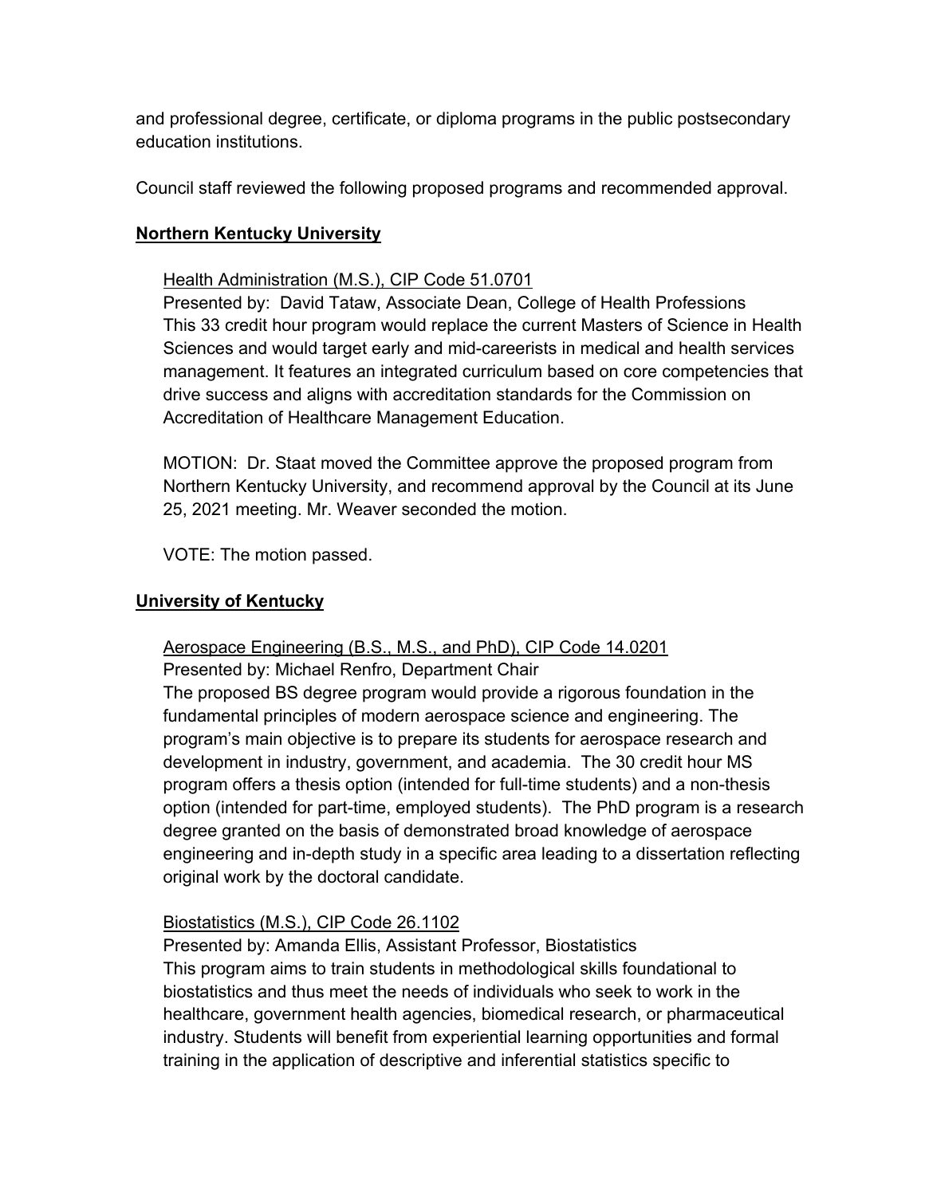and professional degree, certificate, or diploma programs in the public postsecondary education institutions.

Council staff reviewed the following proposed programs and recommended approval.

**Northern Kentucky University**

Health Administration (M.S.), CIP Code 51.0701
Presented by: David Tataw, Associate Dean, College of Health Professions
This 33 credit hour program would replace the current Masters of Science in Health Sciences and would target early and mid-careerists in medical and health services management. It features an integrated curriculum based on core competencies that drive success and aligns with accreditation standards for the Commission on Accreditation of Healthcare Management Education.

MOTION: Dr. Staat moved the Committee approve the proposed program from Northern Kentucky University, and recommend approval by the Council at its June 25, 2021 meeting. Mr. Weaver seconded the motion.

VOTE: The motion passed.

**University of Kentucky**

Aerospace Engineering (B.S., M.S., and PhD), CIP Code 14.0201
Presented by: Michael Renfro, Department Chair
The proposed BS degree program would provide a rigorous foundation in the fundamental principles of modern aerospace science and engineering. The program's main objective is to prepare its students for aerospace research and development in industry, government, and academia. The 30 credit hour MS program offers a thesis option (intended for full-time students) and a non-thesis option (intended for part-time, employed students). The PhD program is a research degree granted on the basis of demonstrated broad knowledge of aerospace engineering and in-depth study in a specific area leading to a dissertation reflecting original work by the doctoral candidate.

Biostatistics (M.S.), CIP Code 26.1102
Presented by: Amanda Ellis, Assistant Professor, Biostatistics
This program aims to train students in methodological skills foundational to biostatistics and thus meet the needs of individuals who seek to work in the healthcare, government health agencies, biomedical research, or pharmaceutical industry. Students will benefit from experiential learning opportunities and formal training in the application of descriptive and inferential statistics specific to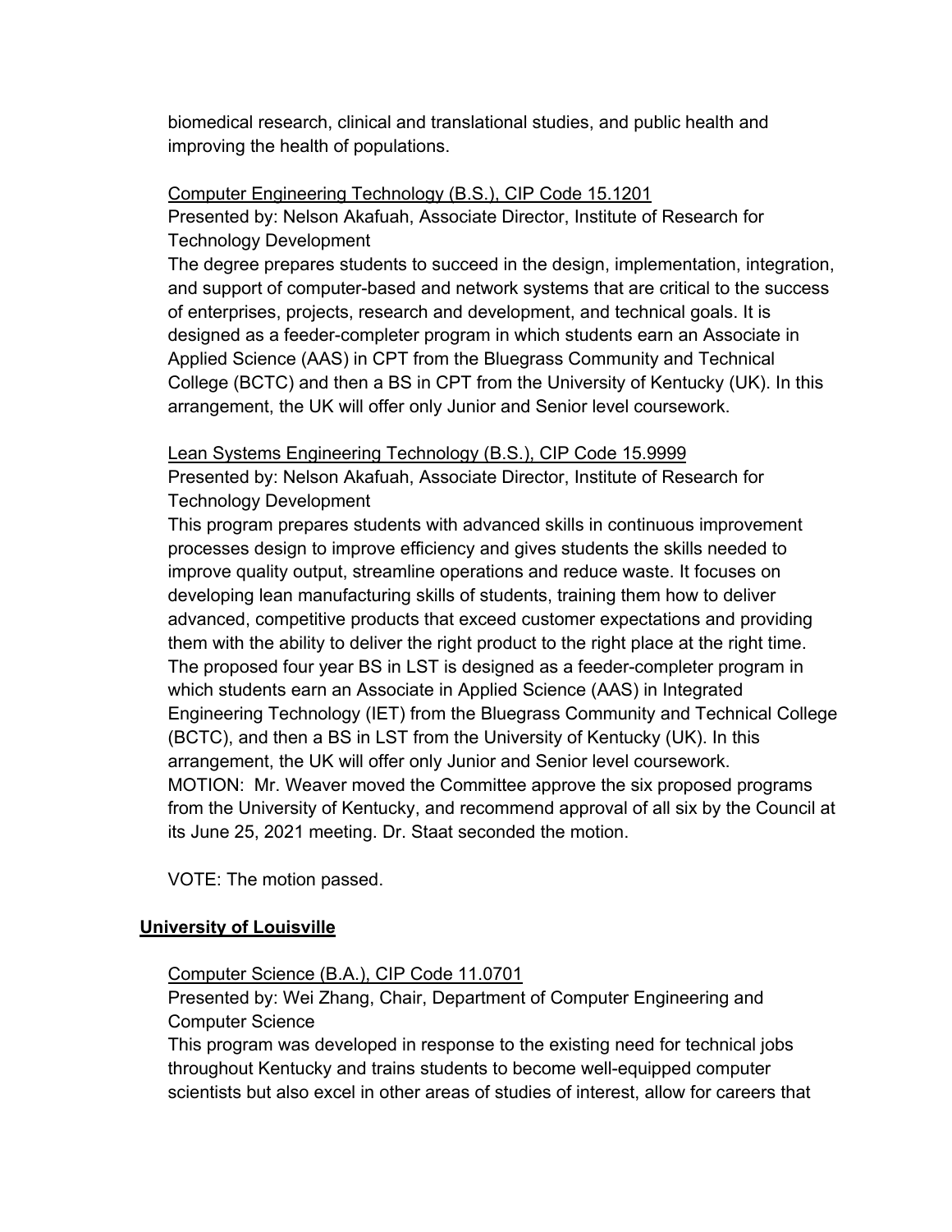biomedical research, clinical and translational studies, and public health and improving the health of populations.

Computer Engineering Technology (B.S.), CIP Code 15.1201

Presented by: Nelson Akafuah, Associate Director, Institute of Research for Technology Development

The degree prepares students to succeed in the design, implementation, integration, and support of computer-based and network systems that are critical to the success of enterprises, projects, research and development, and technical goals. It is designed as a feeder-completer program in which students earn an Associate in Applied Science (AAS) in CPT from the Bluegrass Community and Technical College (BCTC) and then a BS in CPT from the University of Kentucky (UK). In this arrangement, the UK will offer only Junior and Senior level coursework.

Lean Systems Engineering Technology (B.S.), CIP Code 15.9999

Presented by: Nelson Akafuah, Associate Director, Institute of Research for Technology Development

This program prepares students with advanced skills in continuous improvement processes design to improve efficiency and gives students the skills needed to improve quality output, streamline operations and reduce waste. It focuses on developing lean manufacturing skills of students, training them how to deliver advanced, competitive products that exceed customer expectations and providing them with the ability to deliver the right product to the right place at the right time. The proposed four year BS in LST is designed as a feeder-completer program in which students earn an Associate in Applied Science (AAS) in Integrated Engineering Technology (IET) from the Bluegrass Community and Technical College (BCTC), and then a BS in LST from the University of Kentucky (UK). In this arrangement, the UK will offer only Junior and Senior level coursework.

MOTION: Mr. Weaver moved the Committee approve the six proposed programs from the University of Kentucky, and recommend approval of all six by the Council at its June 25, 2021 meeting. Dr. Staat seconded the motion.

VOTE: The motion passed.

## University of Louisville

Computer Science (B.A.), CIP Code 11.0701

Presented by: Wei Zhang, Chair, Department of Computer Engineering and Computer Science

This program was developed in response to the existing need for technical jobs throughout Kentucky and trains students to become well-equipped computer scientists but also excel in other areas of studies of interest, allow for careers that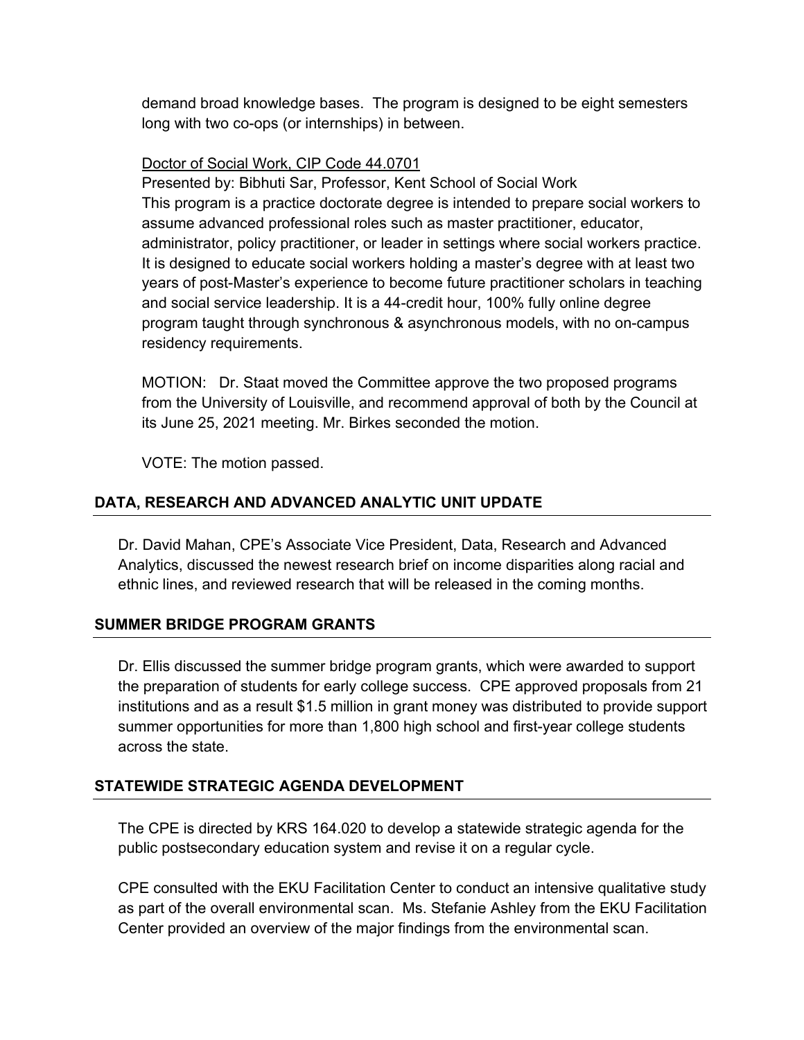demand broad knowledge bases. The program is designed to be eight semesters long with two co-ops (or internships) in between.

<u>Doctor of Social Work, CIP Code 44.0701</u>

Presented by: Bibhuti Sar, Professor, Kent School of Social Work

This program is a practice doctorate degree is intended to prepare social workers to assume advanced professional roles such as master practitioner, educator, administrator, policy practitioner, or leader in settings where social workers practice. It is designed to educate social workers holding a master's degree with at least two years of post-Master's experience to become future practitioner scholars in teaching and social service leadership. It is a 44-credit hour, 100% fully online degree program taught through synchronous & asynchronous models, with no on-campus residency requirements.

MOTION: Dr. Staat moved the Committee approve the two proposed programs from the University of Louisville, and recommend approval of both by the Council at its June 25, 2021 meeting. Mr. Birkes seconded the motion.

VOTE: The motion passed.

## DATA, RESEARCH AND ADVANCED ANALYTIC UNIT UPDATE

Dr. David Mahan, CPE's Associate Vice President, Data, Research and Advanced Analytics, discussed the newest research brief on income disparities along racial and ethnic lines, and reviewed research that will be released in the coming months.

## SUMMER BRIDGE PROGRAM GRANTS

Dr. Ellis discussed the summer bridge program grants, which were awarded to support the preparation of students for early college success. CPE approved proposals from 21 institutions and as a result $1.5 million in grant money was distributed to provide support summer opportunities for more than 1,800 high school and first-year college students across the state.

## STATEWIDE STRATEGIC AGENDA DEVELOPMENT

The CPE is directed by KRS 164.020 to develop a statewide strategic agenda for the public postsecondary education system and revise it on a regular cycle.

CPE consulted with the EKU Facilitation Center to conduct an intensive qualitative study as part of the overall environmental scan. Ms. Stefanie Ashley from the EKU Facilitation Center provided an overview of the major findings from the environmental scan.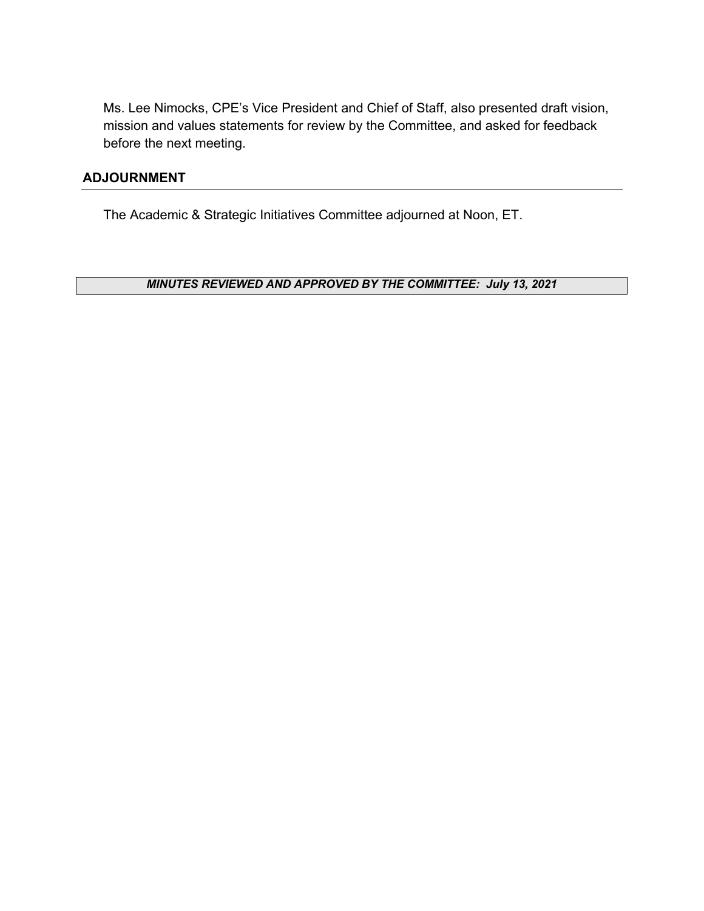Ms. Lee Nimocks, CPE's Vice President and Chief of Staff, also presented draft vision, mission and values statements for review by the Committee, and asked for feedback before the next meeting.

## ADJOURNMENT

The Academic & Strategic Initiatives Committee adjourned at Noon, ET.

***MINUTES REVIEWED AND APPROVED BY THE COMMITTEE: July 13, 2021***